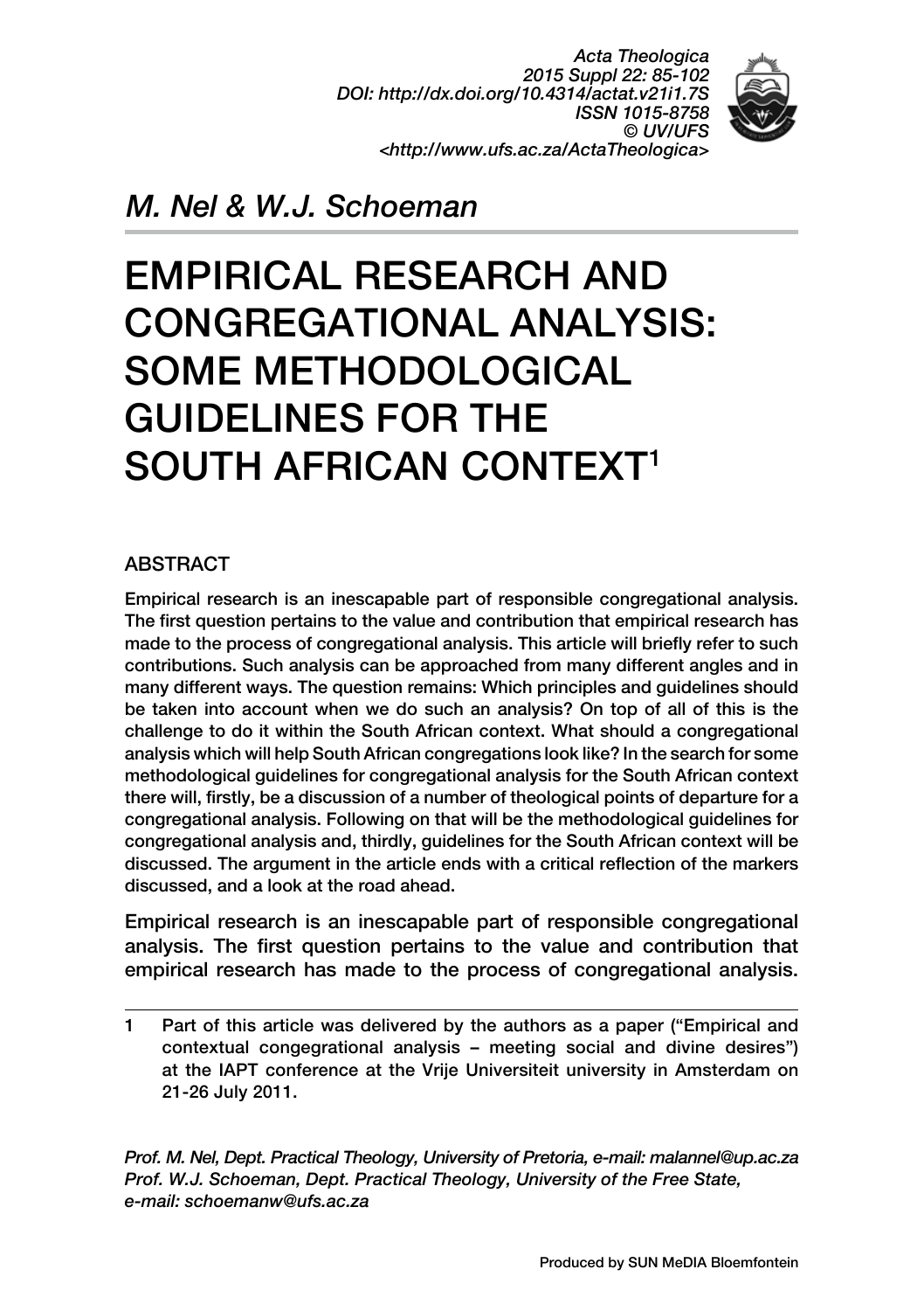*M. Nel & W.J. Schoeman*

# EMPIRICAL RESEARCH AND CONGREGATIONAL ANALYSIS: SOME METHODOLOGICAL GUIDELINES FOR THE SOUTH AFRICAN CONTEXT[1]

## ABSTRACT

Empirical research is an inescapable part of responsible congregational analysis. The first question pertains to the value and contribution that empirical research has made to the process of congregational analysis. This article will briefly refer to such contributions. Such analysis can be approached from many different angles and in many different ways. The question remains: Which principles and guidelines should be taken into account when we do such an analysis? On top of all of this is the challenge to do it within the South African context. What should a congregational analysis which will help South African congregations look like? In the search for some methodological guidelines for congregational analysis for the South African context there will, firstly, be a discussion of a number of theological points of departure for a congregational analysis. Following on that will be the methodological guidelines for congregational analysis and, thirdly, guidelines for the South African context will be discussed. The argument in the article ends with a critical reflection of the markers discussed, and a look at the road ahead.

Empirical research is an inescapable part of responsible congregational analysis. The first question pertains to the value and contribution that empirical research has made to the process of congregational analysis.

1 Part of this article was delivered by the authors as a paper ("Empirical and contextual congegrational analysis – meeting social and divine desires") at the IAPT conference at the Vrije Universiteit university in Amsterdam on 21-26 July 2011.

*Prof. M. Nel, Dept. Practical Theology, University of Pretoria, e-mail: malannel@up.ac.za*
*Prof. W.J. Schoeman, Dept. Practical Theology, University of the Free State, e-mail: schoemanw@ufs.ac.za*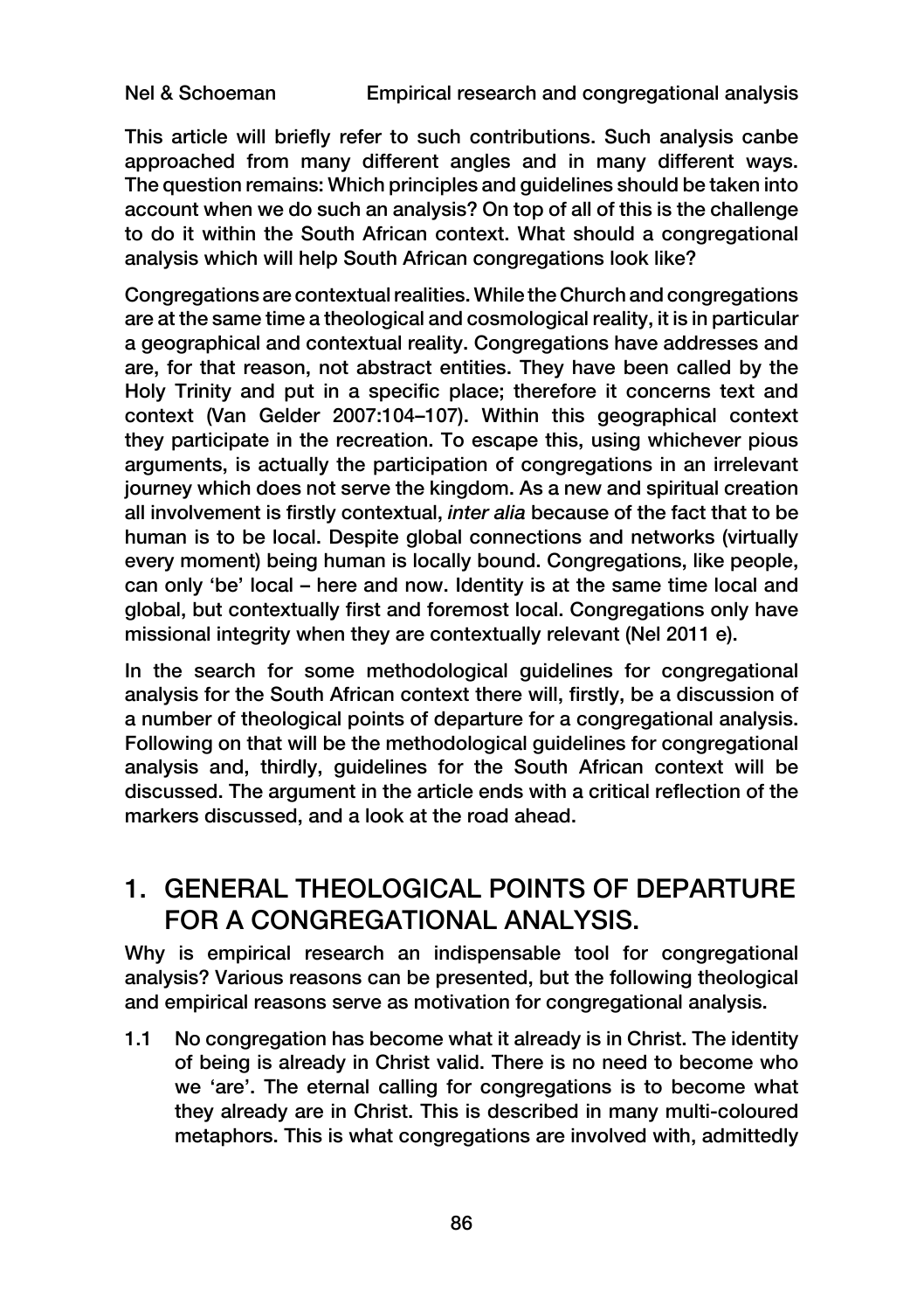This article will briefly refer to such contributions. Such analysis canbe approached from many different angles and in many different ways. The question remains: Which principles and guidelines should be taken into account when we do such an analysis? On top of all of this is the challenge to do it within the South African context. What should a congregational analysis which will help South African congregations look like?

Congregations are contextual realities. While the Church and congregations are at the same time a theological and cosmological reality, it is in particular a geographical and contextual reality. Congregations have addresses and are, for that reason, not abstract entities. They have been called by the Holy Trinity and put in a specific place; therefore it concerns text and context (Van Gelder 2007:104–107). Within this geographical context they participate in the recreation. To escape this, using whichever pious arguments, is actually the participation of congregations in an irrelevant journey which does not serve the kingdom. As a new and spiritual creation all involvement is firstly contextual, *inter alia* because of the fact that to be human is to be local. Despite global connections and networks (virtually every moment) being human is locally bound. Congregations, like people, can only 'be' local – here and now. Identity is at the same time local and global, but contextually first and foremost local. Congregations only have missional integrity when they are contextually relevant (Nel 2011 e).

In the search for some methodological guidelines for congregational analysis for the South African context there will, firstly, be a discussion of a number of theological points of departure for a congregational analysis. Following on that will be the methodological guidelines for congregational analysis and, thirdly, guidelines for the South African context will be discussed. The argument in the article ends with a critical reflection of the markers discussed, and a look at the road ahead.

## 1. GENERAL THEOLOGICAL POINTS OF DEPARTURE FOR A CONGREGATIONAL ANALYSIS.

Why is empirical research an indispensable tool for congregational analysis? Various reasons can be presented, but the following theological and empirical reasons serve as motivation for congregational analysis.

1.1 No congregation has become what it already is in Christ. The identity of being is already in Christ valid. There is no need to become who we 'are'. The eternal calling for congregations is to become what they already are in Christ. This is described in many multi-coloured metaphors. This is what congregations are involved with, admittedly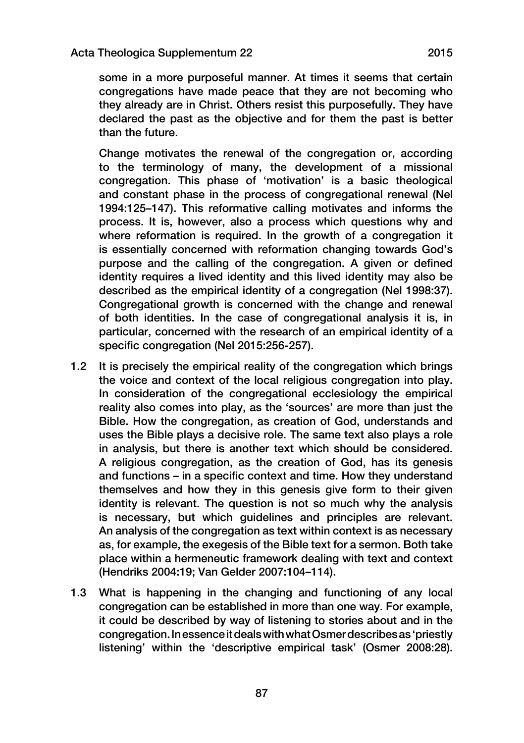some in a more purposeful manner. At times it seems that certain congregations have made peace that they are not becoming who they already are in Christ. Others resist this purposefully. They have declared the past as the objective and for them the past is better than the future.

Change motivates the renewal of the congregation or, according to the terminology of many, the development of a missional congregation. This phase of 'motivation' is a basic theological and constant phase in the process of congregational renewal (Nel 1994:125–147). This reformative calling motivates and informs the process. It is, however, also a process which questions why and where reformation is required. In the growth of a congregation it is essentially concerned with reformation changing towards God's purpose and the calling of the congregation. A given or defined identity requires a lived identity and this lived identity may also be described as the empirical identity of a congregation (Nel 1998:37). Congregational growth is concerned with the change and renewal of both identities. In the case of congregational analysis it is, in particular, concerned with the research of an empirical identity of a specific congregation (Nel 2015:256-257).

1.2 It is precisely the empirical reality of the congregation which brings the voice and context of the local religious congregation into play. In consideration of the congregational ecclesiology the empirical reality also comes into play, as the 'sources' are more than just the Bible. How the congregation, as creation of God, understands and uses the Bible plays a decisive role. The same text also plays a role in analysis, but there is another text which should be considered. A religious congregation, as the creation of God, has its genesis and functions – in a specific context and time. How they understand themselves and how they in this genesis give form to their given identity is relevant. The question is not so much why the analysis is necessary, but which guidelines and principles are relevant. An analysis of the congregation as text within context is as necessary as, for example, the exegesis of the Bible text for a sermon. Both take place within a hermeneutic framework dealing with text and context (Hendriks 2004:19; Van Gelder 2007:104–114).

1.3 What is happening in the changing and functioning of any local congregation can be established in more than one way. For example, it could be described by way of listening to stories about and in the congregation. In essence it deals with what Osmer describes as 'priestly listening' within the 'descriptive empirical task' (Osmer 2008:28).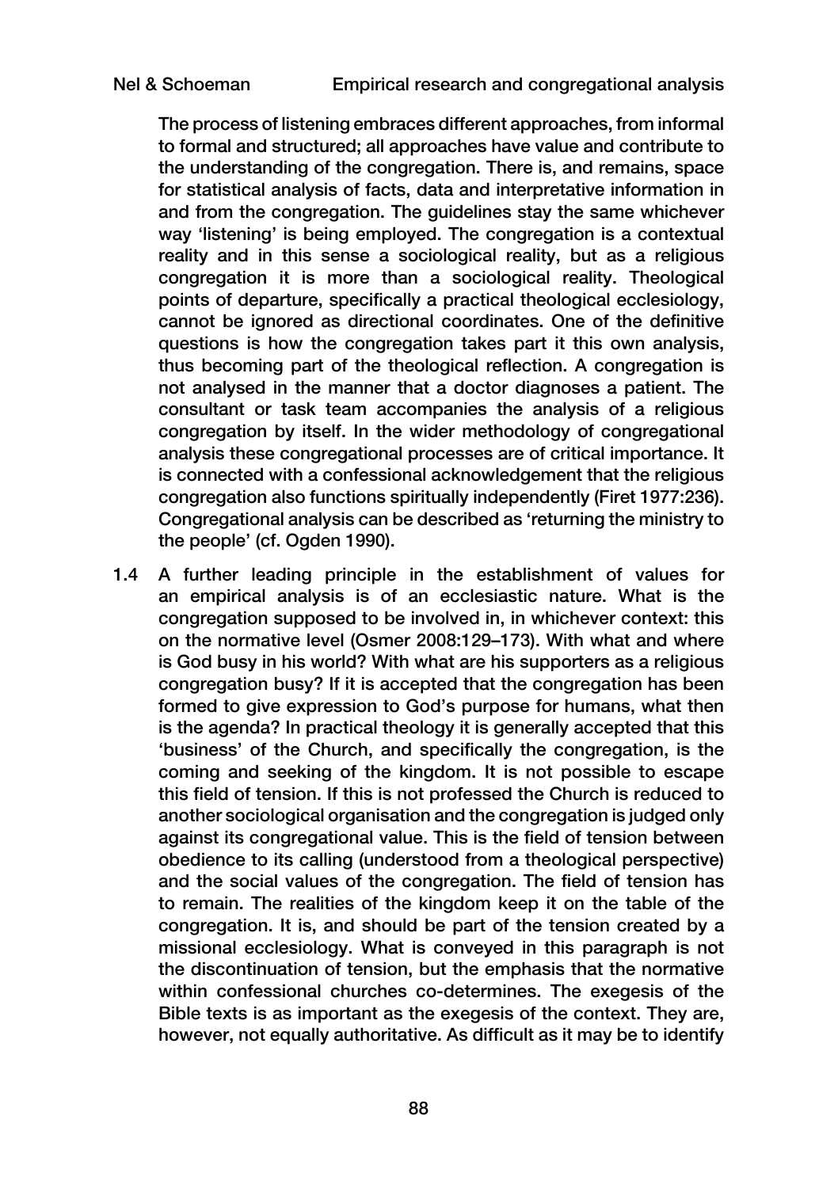The process of listening embraces different approaches, from informal to formal and structured; all approaches have value and contribute to the understanding of the congregation. There is, and remains, space for statistical analysis of facts, data and interpretative information in and from the congregation. The guidelines stay the same whichever way 'listening' is being employed. The congregation is a contextual reality and in this sense a sociological reality, but as a religious congregation it is more than a sociological reality. Theological points of departure, specifically a practical theological ecclesiology, cannot be ignored as directional coordinates. One of the definitive questions is how the congregation takes part it this own analysis, thus becoming part of the theological reflection. A congregation is not analysed in the manner that a doctor diagnoses a patient. The consultant or task team accompanies the analysis of a religious congregation by itself. In the wider methodology of congregational analysis these congregational processes are of critical importance. It is connected with a confessional acknowledgement that the religious congregation also functions spiritually independently (Firet 1977:236). Congregational analysis can be described as 'returning the ministry to the people' (cf. Ogden 1990).

1.4 A further leading principle in the establishment of values for an empirical analysis is of an ecclesiastic nature. What is the congregation supposed to be involved in, in whichever context: this on the normative level (Osmer 2008:129–173). With what and where is God busy in his world? With what are his supporters as a religious congregation busy? If it is accepted that the congregation has been formed to give expression to God's purpose for humans, what then is the agenda? In practical theology it is generally accepted that this 'business' of the Church, and specifically the congregation, is the coming and seeking of the kingdom. It is not possible to escape this field of tension. If this is not professed the Church is reduced to another sociological organisation and the congregation is judged only against its congregational value. This is the field of tension between obedience to its calling (understood from a theological perspective) and the social values of the congregation. The field of tension has to remain. The realities of the kingdom keep it on the table of the congregation. It is, and should be part of the tension created by a missional ecclesiology. What is conveyed in this paragraph is not the discontinuation of tension, but the emphasis that the normative within confessional churches co-determines. The exegesis of the Bible texts is as important as the exegesis of the context. They are, however, not equally authoritative. As difficult as it may be to identify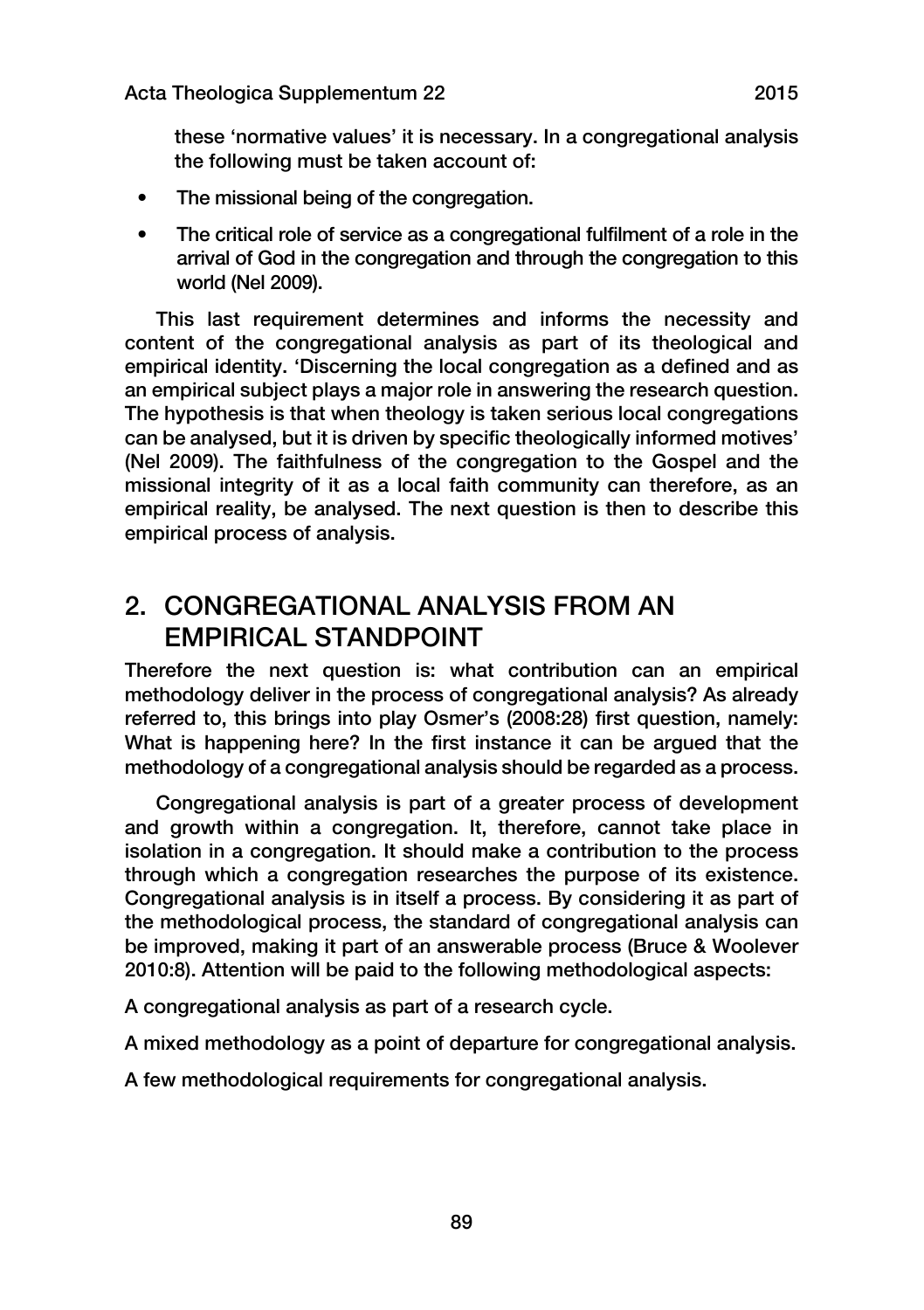these 'normative values' it is necessary. In a congregational analysis the following must be taken account of:

- The missional being of the congregation.
- The critical role of service as a congregational fulfilment of a role in the arrival of God in the congregation and through the congregation to this world (Nel 2009).

This last requirement determines and informs the necessity and content of the congregational analysis as part of its theological and empirical identity. 'Discerning the local congregation as a defined and as an empirical subject plays a major role in answering the research question. The hypothesis is that when theology is taken serious local congregations can be analysed, but it is driven by specific theologically informed motives' (Nel 2009). The faithfulness of the congregation to the Gospel and the missional integrity of it as a local faith community can therefore, as an empirical reality, be analysed. The next question is then to describe this empirical process of analysis.

## 2. CONGREGATIONAL ANALYSIS FROM AN EMPIRICAL STANDPOINT

Therefore the next question is: what contribution can an empirical methodology deliver in the process of congregational analysis? As already referred to, this brings into play Osmer's (2008:28) first question, namely: What is happening here? In the first instance it can be argued that the methodology of a congregational analysis should be regarded as a process.

Congregational analysis is part of a greater process of development and growth within a congregation. It, therefore, cannot take place in isolation in a congregation. It should make a contribution to the process through which a congregation researches the purpose of its existence. Congregational analysis is in itself a process. By considering it as part of the methodological process, the standard of congregational analysis can be improved, making it part of an answerable process (Bruce & Woolever 2010:8). Attention will be paid to the following methodological aspects:

A congregational analysis as part of a research cycle.

A mixed methodology as a point of departure for congregational analysis.

A few methodological requirements for congregational analysis.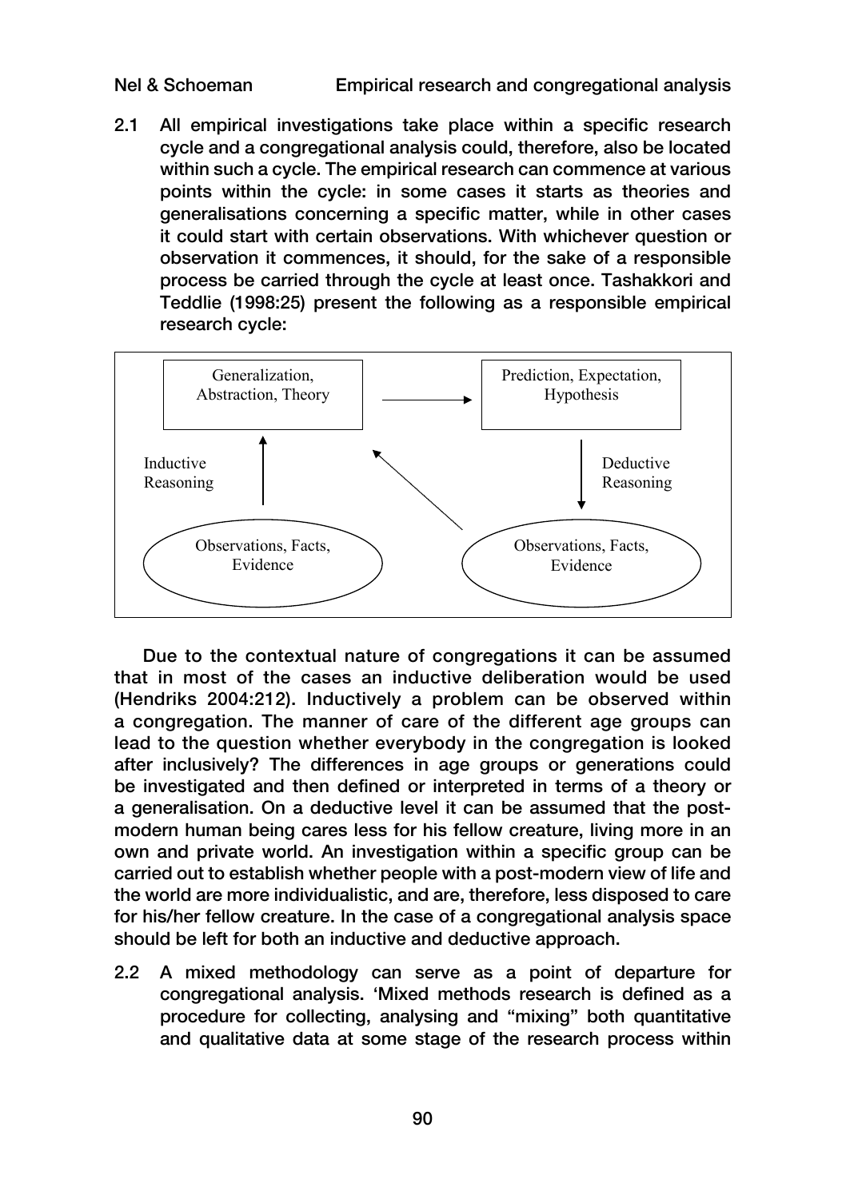2.1 All empirical investigations take place within a specific research cycle and a congregational analysis could, therefore, also be located within such a cycle. The empirical research can commence at various points within the cycle: in some cases it starts as theories and generalisations concerning a specific matter, while in other cases it could start with certain observations. With whichever question or observation it commences, it should, for the sake of a responsible process be carried through the cycle at least once. Tashakkori and Teddlie (1998:25) present the following as a responsible empirical research cycle:

Generalization, Abstraction, Theory → Prediction, Expectation, Hypothesis

Inductive Reasoning ↑ | Deductive Reasoning ↓

Observations, Facts, Evidence | Observations, Facts, Evidence

Due to the contextual nature of congregations it can be assumed that in most of the cases an inductive deliberation would be used (Hendriks 2004:212). Inductively a problem can be observed within a congregation. The manner of care of the different age groups can lead to the question whether everybody in the congregation is looked after inclusively? The differences in age groups or generations could be investigated and then defined or interpreted in terms of a theory or a generalisation. On a deductive level it can be assumed that the post-modern human being cares less for his fellow creature, living more in an own and private world. An investigation within a specific group can be carried out to establish whether people with a post-modern view of life and the world are more individualistic, and are, therefore, less disposed to care for his/her fellow creature. In the case of a congregational analysis space should be left for both an inductive and deductive approach.

2.2 A mixed methodology can serve as a point of departure for congregational analysis. 'Mixed methods research is defined as a procedure for collecting, analysing and "mixing" both quantitative and qualitative data at some stage of the research process within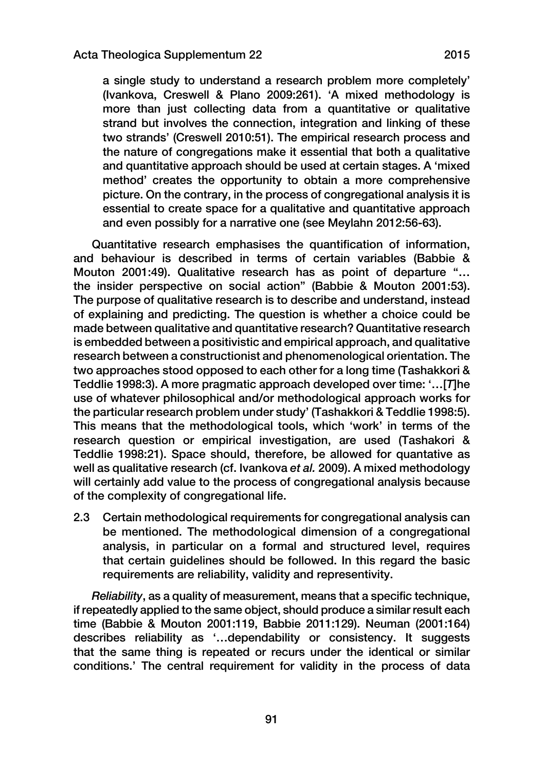a single study to understand a research problem more completely' (Ivankova, Creswell & Plano 2009:261). 'A mixed methodology is more than just collecting data from a quantitative or qualitative strand but involves the connection, integration and linking of these two strands' (Creswell 2010:51). The empirical research process and the nature of congregations make it essential that both a qualitative and quantitative approach should be used at certain stages. A 'mixed method' creates the opportunity to obtain a more comprehensive picture. On the contrary, in the process of congregational analysis it is essential to create space for a qualitative and quantitative approach and even possibly for a narrative one (see Meylahn 2012:56-63).

Quantitative research emphasises the quantification of information, and behaviour is described in terms of certain variables (Babbie & Mouton 2001:49). Qualitative research has as point of departure "… the insider perspective on social action" (Babbie & Mouton 2001:53). The purpose of qualitative research is to describe and understand, instead of explaining and predicting. The question is whether a choice could be made between qualitative and quantitative research? Quantitative research is embedded between a positivistic and empirical approach, and qualitative research between a constructionist and phenomenological orientation. The two approaches stood opposed to each other for a long time (Tashakkori & Teddlie 1998:3). A more pragmatic approach developed over time: '…[*T*]he use of whatever philosophical and/or methodological approach works for the particular research problem under study' (Tashakkori & Teddlie 1998:5). This means that the methodological tools, which 'work' in terms of the research question or empirical investigation, are used (Tashakori & Teddlie 1998:21). Space should, therefore, be allowed for quantative as well as qualitative research (cf. Ivankova *et al.* 2009). A mixed methodology will certainly add value to the process of congregational analysis because of the complexity of congregational life.

2.3 Certain methodological requirements for congregational analysis can be mentioned. The methodological dimension of a congregational analysis, in particular on a formal and structured level, requires that certain guidelines should be followed. In this regard the basic requirements are reliability, validity and representivity.

*Reliability*, as a quality of measurement, means that a specific technique, if repeatedly applied to the same object, should produce a similar result each time (Babbie & Mouton 2001:119, Babbie 2011:129). Neuman (2001:164) describes reliability as '…dependability or consistency. It suggests that the same thing is repeated or recurs under the identical or similar conditions.' The central requirement for validity in the process of data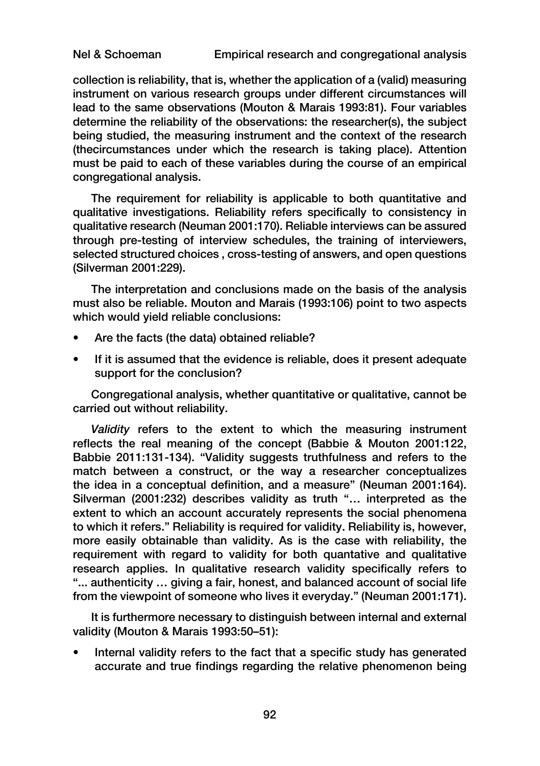collection is reliability, that is, whether the application of a (valid) measuring instrument on various research groups under different circumstances will lead to the same observations (Mouton & Marais 1993:81). Four variables determine the reliability of the observations: the researcher(s), the subject being studied, the measuring instrument and the context of the research (thecircumstances under which the research is taking place). Attention must be paid to each of these variables during the course of an empirical congregational analysis.

The requirement for reliability is applicable to both quantitative and qualitative investigations. Reliability refers specifically to consistency in qualitative research (Neuman 2001:170). Reliable interviews can be assured through pre-testing of interview schedules, the training of interviewers, selected structured choices , cross-testing of answers, and open questions (Silverman 2001:229).

The interpretation and conclusions made on the basis of the analysis must also be reliable. Mouton and Marais (1993:106) point to two aspects which would yield reliable conclusions:

- Are the facts (the data) obtained reliable?
- If it is assumed that the evidence is reliable, does it present adequate support for the conclusion?

Congregational analysis, whether quantitative or qualitative, cannot be carried out without reliability.

*Validity* refers to the extent to which the measuring instrument reflects the real meaning of the concept (Babbie & Mouton 2001:122, Babbie 2011:131-134). "Validity suggests truthfulness and refers to the match between a construct, or the way a researcher conceptualizes the idea in a conceptual definition, and a measure" (Neuman 2001:164). Silverman (2001:232) describes validity as truth "… interpreted as the extent to which an account accurately represents the social phenomena to which it refers." Reliability is required for validity. Reliability is, however, more easily obtainable than validity. As is the case with reliability, the requirement with regard to validity for both quantative and qualitative research applies. In qualitative research validity specifically refers to "... authenticity … giving a fair, honest, and balanced account of social life from the viewpoint of someone who lives it everyday." (Neuman 2001:171).

It is furthermore necessary to distinguish between internal and external validity (Mouton & Marais 1993:50–51):

- Internal validity refers to the fact that a specific study has generated accurate and true findings regarding the relative phenomenon being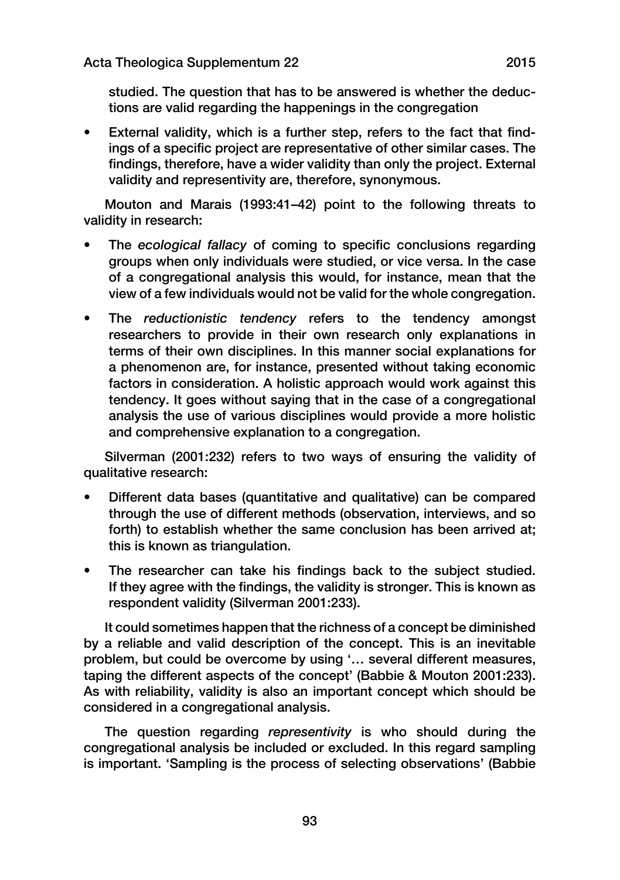studied. The question that has to be answered is whether the deductions are valid regarding the happenings in the congregation

- External validity, which is a further step, refers to the fact that findings of a specific project are representative of other similar cases. The findings, therefore, have a wider validity than only the project. External validity and representivity are, therefore, synonymous.

Mouton and Marais (1993:41–42) point to the following threats to validity in research:

- The *ecological fallacy* of coming to specific conclusions regarding groups when only individuals were studied, or vice versa. In the case of a congregational analysis this would, for instance, mean that the view of a few individuals would not be valid for the whole congregation.
- The *reductionistic tendency* refers to the tendency amongst researchers to provide in their own research only explanations in terms of their own disciplines. In this manner social explanations for a phenomenon are, for instance, presented without taking economic factors in consideration. A holistic approach would work against this tendency. It goes without saying that in the case of a congregational analysis the use of various disciplines would provide a more holistic and comprehensive explanation to a congregation.

Silverman (2001:232) refers to two ways of ensuring the validity of qualitative research:

- Different data bases (quantitative and qualitative) can be compared through the use of different methods (observation, interviews, and so forth) to establish whether the same conclusion has been arrived at; this is known as triangulation.
- The researcher can take his findings back to the subject studied. If they agree with the findings, the validity is stronger. This is known as respondent validity (Silverman 2001:233).

It could sometimes happen that the richness of a concept be diminished by a reliable and valid description of the concept. This is an inevitable problem, but could be overcome by using '… several different measures, taping the different aspects of the concept' (Babbie & Mouton 2001:233). As with reliability, validity is also an important concept which should be considered in a congregational analysis.

The question regarding *representivity* is who should during the congregational analysis be included or excluded. In this regard sampling is important. 'Sampling is the process of selecting observations' (Babbie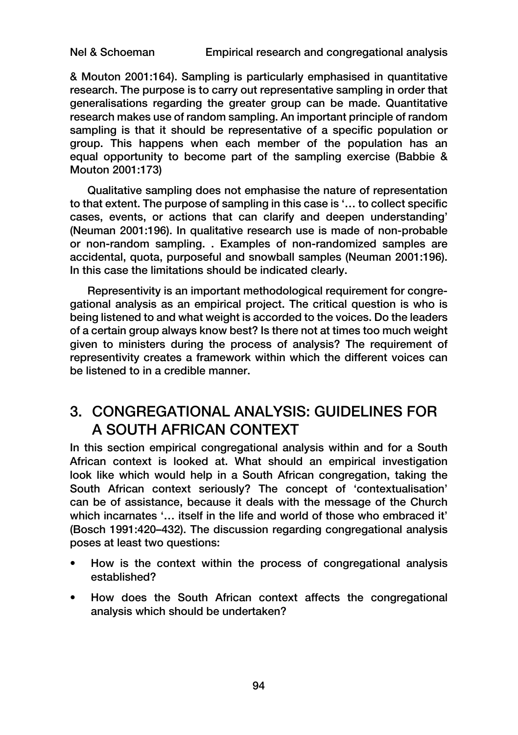& Mouton 2001:164). Sampling is particularly emphasised in quantitative research. The purpose is to carry out representative sampling in order that generalisations regarding the greater group can be made. Quantitative research makes use of random sampling. An important principle of random sampling is that it should be representative of a specific population or group. This happens when each member of the population has an equal opportunity to become part of the sampling exercise (Babbie & Mouton 2001:173)

Qualitative sampling does not emphasise the nature of representation to that extent. The purpose of sampling in this case is '… to collect specific cases, events, or actions that can clarify and deepen understanding' (Neuman 2001:196). In qualitative research use is made of non-probable or non-random sampling. . Examples of non-randomized samples are accidental, quota, purposeful and snowball samples (Neuman 2001:196). In this case the limitations should be indicated clearly.

Representivity is an important methodological requirement for congregational analysis as an empirical project. The critical question is who is being listened to and what weight is accorded to the voices. Do the leaders of a certain group always know best? Is there not at times too much weight given to ministers during the process of analysis? The requirement of representivity creates a framework within which the different voices can be listened to in a credible manner.

## 3. CONGREGATIONAL ANALYSIS: GUIDELINES FOR A SOUTH AFRICAN CONTEXT

In this section empirical congregational analysis within and for a South African context is looked at. What should an empirical investigation look like which would help in a South African congregation, taking the South African context seriously? The concept of 'contextualisation' can be of assistance, because it deals with the message of the Church which incarnates '… itself in the life and world of those who embraced it' (Bosch 1991:420–432). The discussion regarding congregational analysis poses at least two questions:

- How is the context within the process of congregational analysis established?
- How does the South African context affects the congregational analysis which should be undertaken?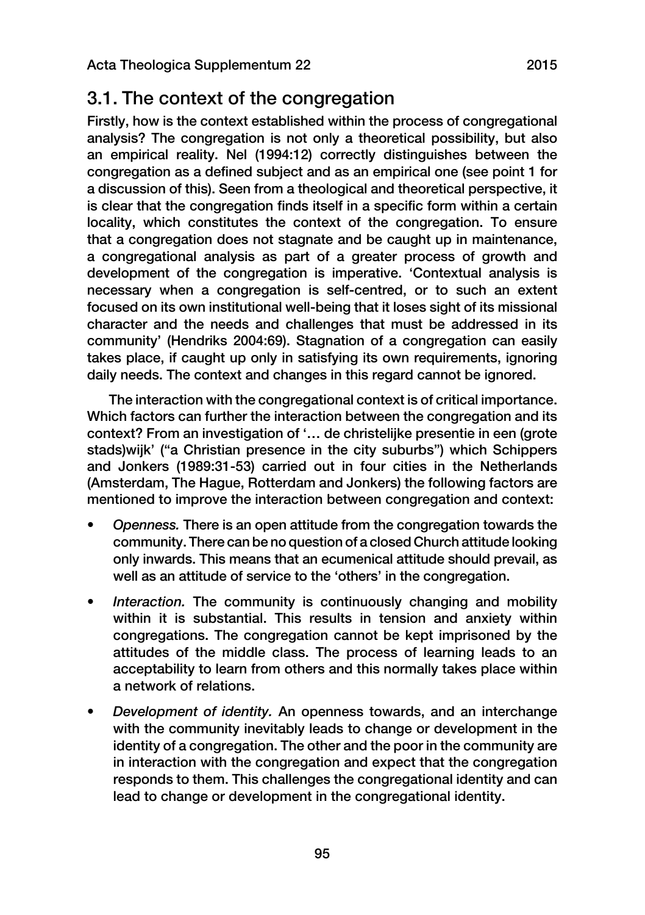## 3.1. The context of the congregation

Firstly, how is the context established within the process of congregational analysis? The congregation is not only a theoretical possibility, but also an empirical reality. Nel (1994:12) correctly distinguishes between the congregation as a defined subject and as an empirical one (see point 1 for a discussion of this). Seen from a theological and theoretical perspective, it is clear that the congregation finds itself in a specific form within a certain locality, which constitutes the context of the congregation. To ensure that a congregation does not stagnate and be caught up in maintenance, a congregational analysis as part of a greater process of growth and development of the congregation is imperative. 'Contextual analysis is necessary when a congregation is self-centred, or to such an extent focused on its own institutional well-being that it loses sight of its missional character and the needs and challenges that must be addressed in its community' (Hendriks 2004:69). Stagnation of a congregation can easily takes place, if caught up only in satisfying its own requirements, ignoring daily needs. The context and changes in this regard cannot be ignored.

The interaction with the congregational context is of critical importance. Which factors can further the interaction between the congregation and its context? From an investigation of '… de christelijke presentie in een (grote stads)wijk' ("a Christian presence in the city suburbs") which Schippers and Jonkers (1989:31-53) carried out in four cities in the Netherlands (Amsterdam, The Hague, Rotterdam and Jonkers) the following factors are mentioned to improve the interaction between congregation and context:

- *Openness.* There is an open attitude from the congregation towards the community. There can be no question of a closed Church attitude looking only inwards. This means that an ecumenical attitude should prevail, as well as an attitude of service to the 'others' in the congregation.
- *Interaction.* The community is continuously changing and mobility within it is substantial. This results in tension and anxiety within congregations. The congregation cannot be kept imprisoned by the attitudes of the middle class. The process of learning leads to an acceptability to learn from others and this normally takes place within a network of relations.
- *Development of identity.* An openness towards, and an interchange with the community inevitably leads to change or development in the identity of a congregation. The other and the poor in the community are in interaction with the congregation and expect that the congregation responds to them. This challenges the congregational identity and can lead to change or development in the congregational identity.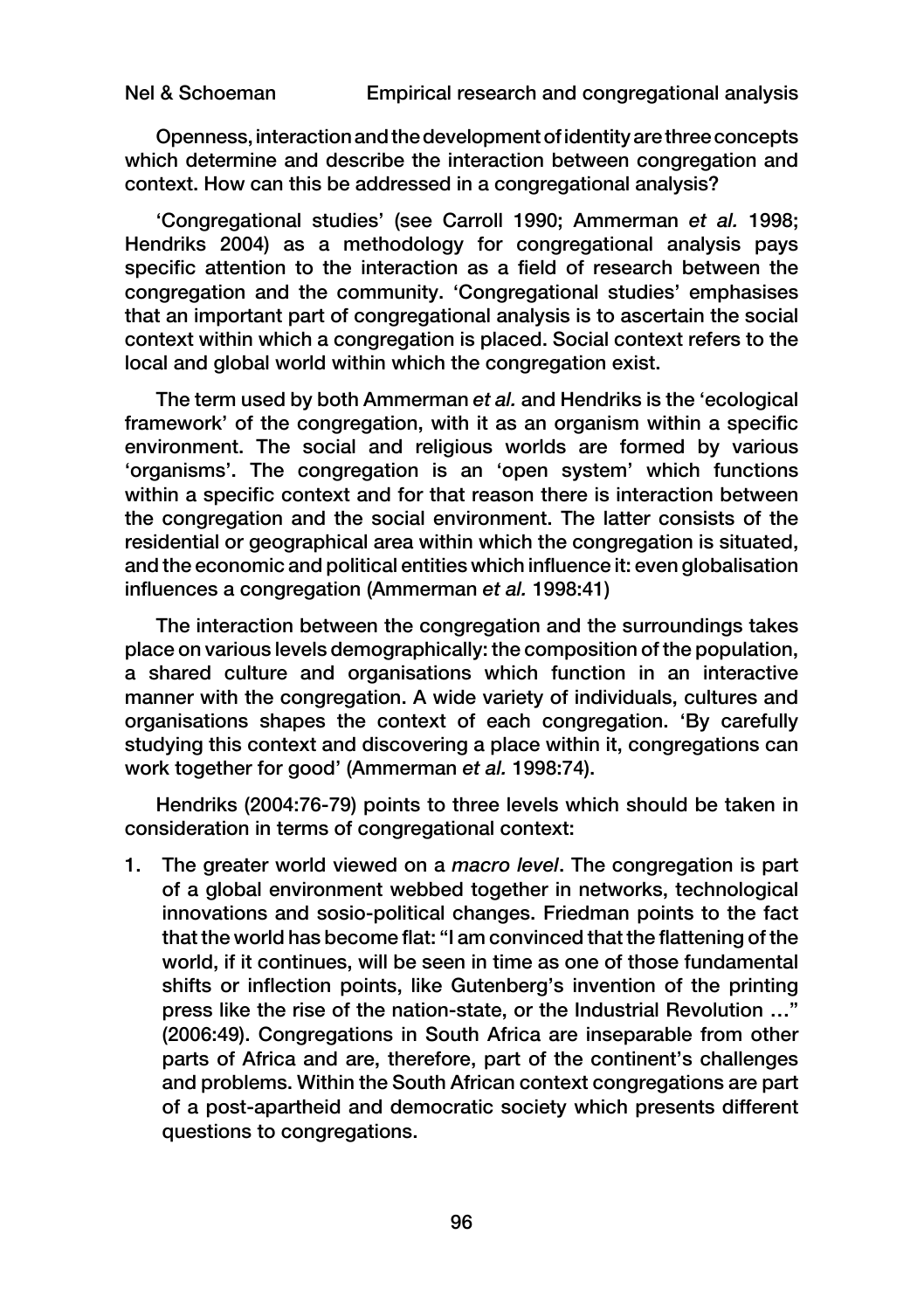Openness, interaction and the development of identity are three concepts which determine and describe the interaction between congregation and context. How can this be addressed in a congregational analysis?

'Congregational studies' (see Carroll 1990; Ammerman *et al.* 1998; Hendriks 2004) as a methodology for congregational analysis pays specific attention to the interaction as a field of research between the congregation and the community. 'Congregational studies' emphasises that an important part of congregational analysis is to ascertain the social context within which a congregation is placed. Social context refers to the local and global world within which the congregation exist.

The term used by both Ammerman *et al.* and Hendriks is the 'ecological framework' of the congregation, with it as an organism within a specific environment. The social and religious worlds are formed by various 'organisms'. The congregation is an 'open system' which functions within a specific context and for that reason there is interaction between the congregation and the social environment. The latter consists of the residential or geographical area within which the congregation is situated, and the economic and political entities which influence it: even globalisation influences a congregation (Ammerman *et al.* 1998:41)

The interaction between the congregation and the surroundings takes place on various levels demographically: the composition of the population, a shared culture and organisations which function in an interactive manner with the congregation. A wide variety of individuals, cultures and organisations shapes the context of each congregation. 'By carefully studying this context and discovering a place within it, congregations can work together for good' (Ammerman *et al.* 1998:74).

Hendriks (2004:76-79) points to three levels which should be taken in consideration in terms of congregational context:

1. The greater world viewed on a *macro level*. The congregation is part of a global environment webbed together in networks, technological innovations and sosio-political changes. Friedman points to the fact that the world has become flat: "I am convinced that the flattening of the world, if it continues, will be seen in time as one of those fundamental shifts or inflection points, like Gutenberg's invention of the printing press like the rise of the nation-state, or the Industrial Revolution …" (2006:49). Congregations in South Africa are inseparable from other parts of Africa and are, therefore, part of the continent's challenges and problems. Within the South African context congregations are part of a post-apartheid and democratic society which presents different questions to congregations.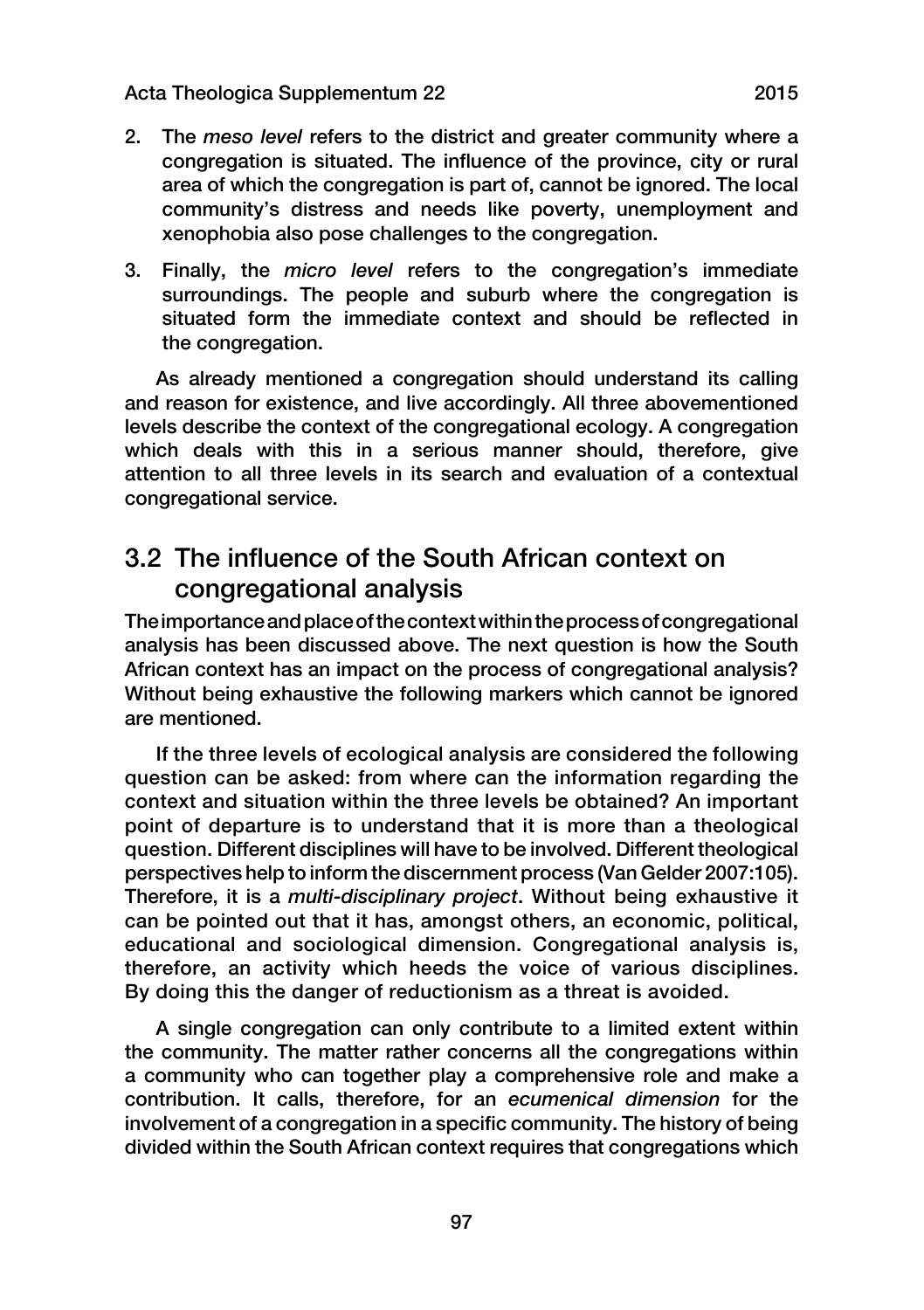2. The *meso level* refers to the district and greater community where a congregation is situated. The influence of the province, city or rural area of which the congregation is part of, cannot be ignored. The local community's distress and needs like poverty, unemployment and xenophobia also pose challenges to the congregation.

3. Finally, the *micro level* refers to the congregation's immediate surroundings. The people and suburb where the congregation is situated form the immediate context and should be reflected in the congregation.

As already mentioned a congregation should understand its calling and reason for existence, and live accordingly. All three abovementioned levels describe the context of the congregational ecology. A congregation which deals with this in a serious manner should, therefore, give attention to all three levels in its search and evaluation of a contextual congregational service.

## 3.2 The influence of the South African context on congregational analysis

The importance and place of the context within the process of congregational analysis has been discussed above. The next question is how the South African context has an impact on the process of congregational analysis? Without being exhaustive the following markers which cannot be ignored are mentioned.

If the three levels of ecological analysis are considered the following question can be asked: from where can the information regarding the context and situation within the three levels be obtained? An important point of departure is to understand that it is more than a theological question. Different disciplines will have to be involved. Different theological perspectives help to inform the discernment process (Van Gelder 2007:105). Therefore, it is a *multi-disciplinary project*. Without being exhaustive it can be pointed out that it has, amongst others, an economic, political, educational and sociological dimension. Congregational analysis is, therefore, an activity which heeds the voice of various disciplines. By doing this the danger of reductionism as a threat is avoided.

A single congregation can only contribute to a limited extent within the community. The matter rather concerns all the congregations within a community who can together play a comprehensive role and make a contribution. It calls, therefore, for an *ecumenical dimension* for the involvement of a congregation in a specific community. The history of being divided within the South African context requires that congregations which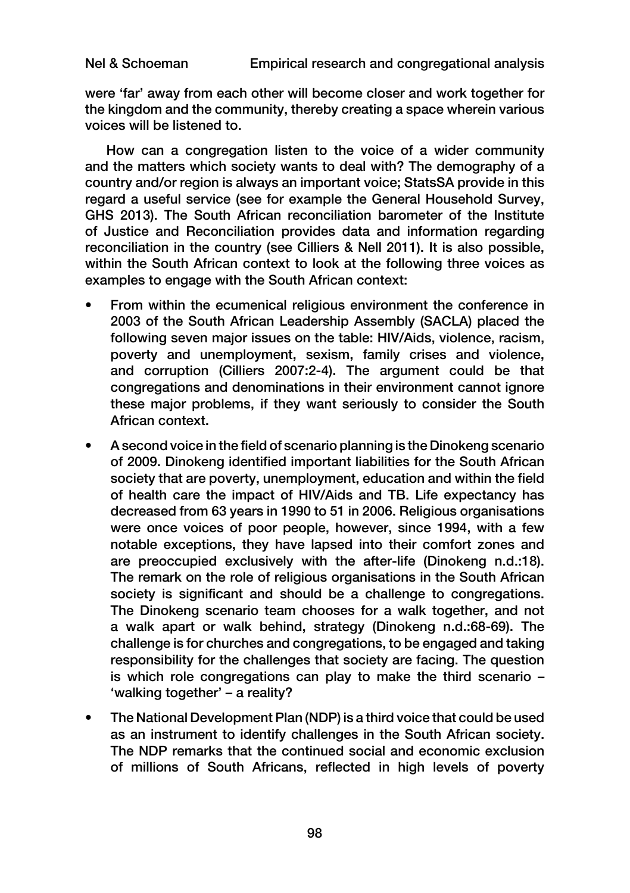were 'far' away from each other will become closer and work together for the kingdom and the community, thereby creating a space wherein various voices will be listened to.

How can a congregation listen to the voice of a wider community and the matters which society wants to deal with? The demography of a country and/or region is always an important voice; StatsSA provide in this regard a useful service (see for example the General Household Survey, GHS 2013). The South African reconciliation barometer of the Institute of Justice and Reconciliation provides data and information regarding reconciliation in the country (see Cilliers & Nell 2011). It is also possible, within the South African context to look at the following three voices as examples to engage with the South African context:

- From within the ecumenical religious environment the conference in 2003 of the South African Leadership Assembly (SACLA) placed the following seven major issues on the table: HIV/Aids, violence, racism, poverty and unemployment, sexism, family crises and violence, and corruption (Cilliers 2007:2-4). The argument could be that congregations and denominations in their environment cannot ignore these major problems, if they want seriously to consider the South African context.
- A second voice in the field of scenario planning is the Dinokeng scenario of 2009. Dinokeng identified important liabilities for the South African society that are poverty, unemployment, education and within the field of health care the impact of HIV/Aids and TB. Life expectancy has decreased from 63 years in 1990 to 51 in 2006. Religious organisations were once voices of poor people, however, since 1994, with a few notable exceptions, they have lapsed into their comfort zones and are preoccupied exclusively with the after-life (Dinokeng n.d.:18). The remark on the role of religious organisations in the South African society is significant and should be a challenge to congregations. The Dinokeng scenario team chooses for a walk together, and not a walk apart or walk behind, strategy (Dinokeng n.d.:68-69). The challenge is for churches and congregations, to be engaged and taking responsibility for the challenges that society are facing. The question is which role congregations can play to make the third scenario – 'walking together' – a reality?
- The National Development Plan (NDP) is a third voice that could be used as an instrument to identify challenges in the South African society. The NDP remarks that the continued social and economic exclusion of millions of South Africans, reflected in high levels of poverty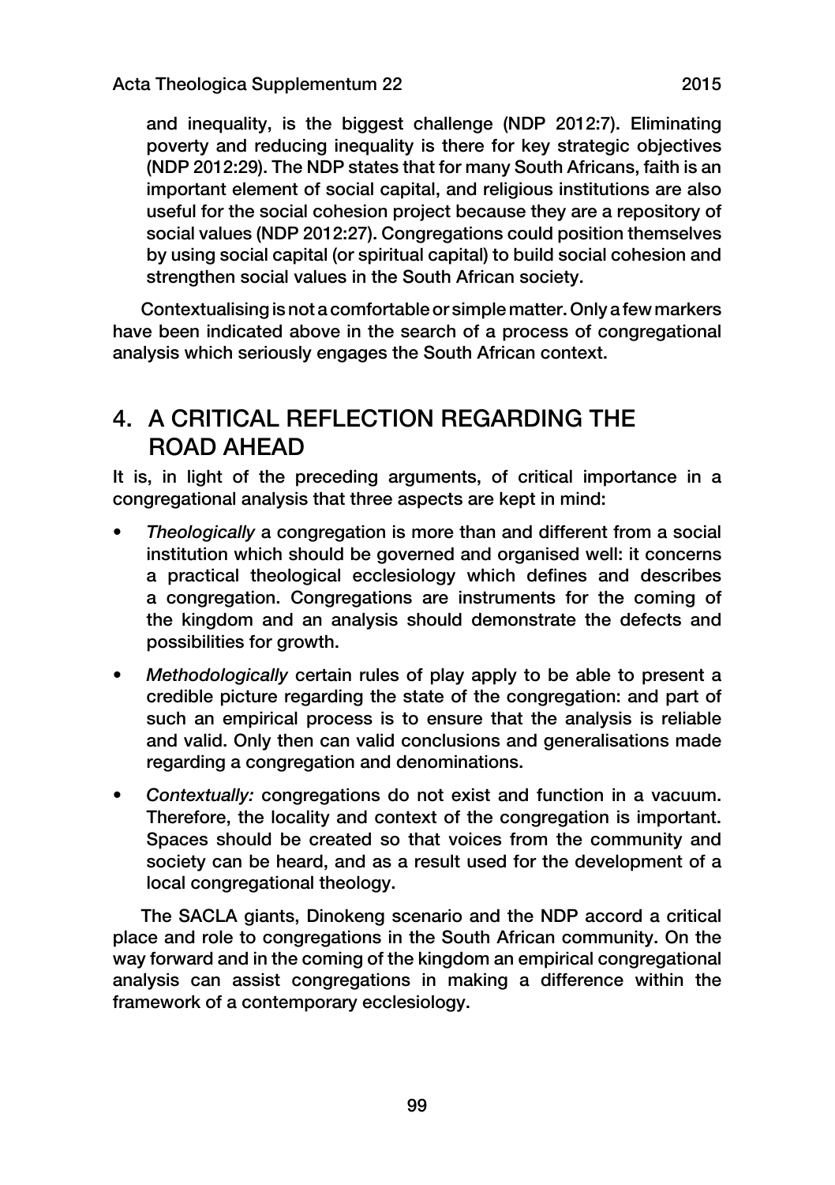and inequality, is the biggest challenge (NDP 2012:7). Eliminating poverty and reducing inequality is there for key strategic objectives (NDP 2012:29). The NDP states that for many South Africans, faith is an important element of social capital, and religious institutions are also useful for the social cohesion project because they are a repository of social values (NDP 2012:27). Congregations could position themselves by using social capital (or spiritual capital) to build social cohesion and strengthen social values in the South African society.

Contextualising is not a comfortable or simple matter. Only a few markers have been indicated above in the search of a process of congregational analysis which seriously engages the South African context.

## 4. A CRITICAL REFLECTION REGARDING THE ROAD AHEAD

It is, in light of the preceding arguments, of critical importance in a congregational analysis that three aspects are kept in mind:

- *Theologically* a congregation is more than and different from a social institution which should be governed and organised well: it concerns a practical theological ecclesiology which defines and describes a congregation. Congregations are instruments for the coming of the kingdom and an analysis should demonstrate the defects and possibilities for growth.
- *Methodologically* certain rules of play apply to be able to present a credible picture regarding the state of the congregation: and part of such an empirical process is to ensure that the analysis is reliable and valid. Only then can valid conclusions and generalisations made regarding a congregation and denominations.
- *Contextually:* congregations do not exist and function in a vacuum. Therefore, the locality and context of the congregation is important. Spaces should be created so that voices from the community and society can be heard, and as a result used for the development of a local congregational theology.

The SACLA giants, Dinokeng scenario and the NDP accord a critical place and role to congregations in the South African community. On the way forward and in the coming of the kingdom an empirical congregational analysis can assist congregations in making a difference within the framework of a contemporary ecclesiology.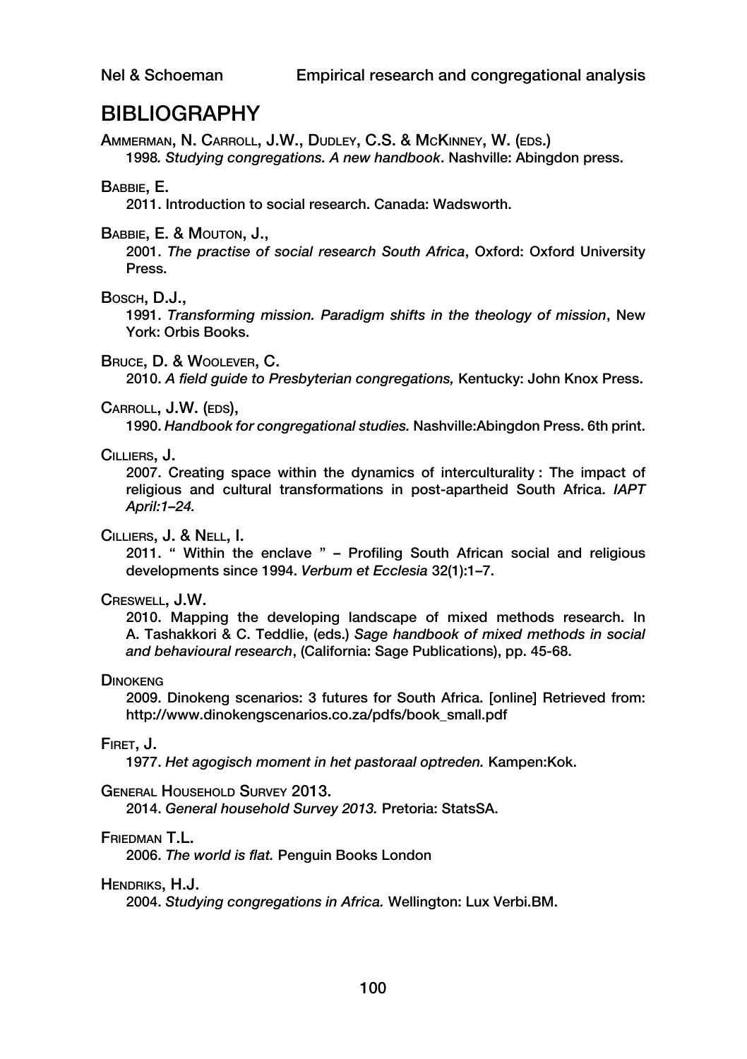## BIBLIOGRAPHY

AMMERMAN, N. CARROLL, J.W., DUDLEY, C.S. & MCKINNEY, W. (EDS.)
1998. *Studying congregations. A new handbook*. Nashville: Abingdon press.

BABBIE, E.
2011. Introduction to social research. Canada: Wadsworth.

BABBIE, E. & MOUTON, J.,
2001. *The practise of social research South Africa*, Oxford: Oxford University Press.

BOSCH, D.J.,
1991. *Transforming mission. Paradigm shifts in the theology of mission*, New York: Orbis Books.

BRUCE, D. & WOOLEVER, C.
2010. *A field guide to Presbyterian congregations,* Kentucky: John Knox Press.

CARROLL, J.W. (EDS),
1990. *Handbook for congregational studies.* Nashville:Abingdon Press. 6th print.

CILLIERS, J.
2007. Creating space within the dynamics of interculturality : The impact of religious and cultural transformations in post-apartheid South Africa. *IAPT April:1–24.*

CILLIERS, J. & NELL, I.
2011. " Within the enclave " – Profiling South African social and religious developments since 1994. *Verbum et Ecclesia* 32(1):1–7.

CRESWELL, J.W.
2010. Mapping the developing landscape of mixed methods research. In A. Tashakkori & C. Teddlie, (eds.) *Sage handbook of mixed methods in social and behavioural research*, (California: Sage Publications), pp. 45-68.

DINOKENG
2009. Dinokeng scenarios: 3 futures for South Africa. [online] Retrieved from: http://www.dinokengscenarios.co.za/pdfs/book_small.pdf

FIRET, J.
1977. *Het agogisch moment in het pastoraal optreden.* Kampen:Kok.

GENERAL HOUSEHOLD SURVEY 2013.
2014. *General household Survey 2013.* Pretoria: StatsSA.

FRIEDMAN T.L.
2006. *The world is flat.* Penguin Books London

HENDRIKS, H.J.
2004. *Studying congregations in Africa.* Wellington: Lux Verbi.BM.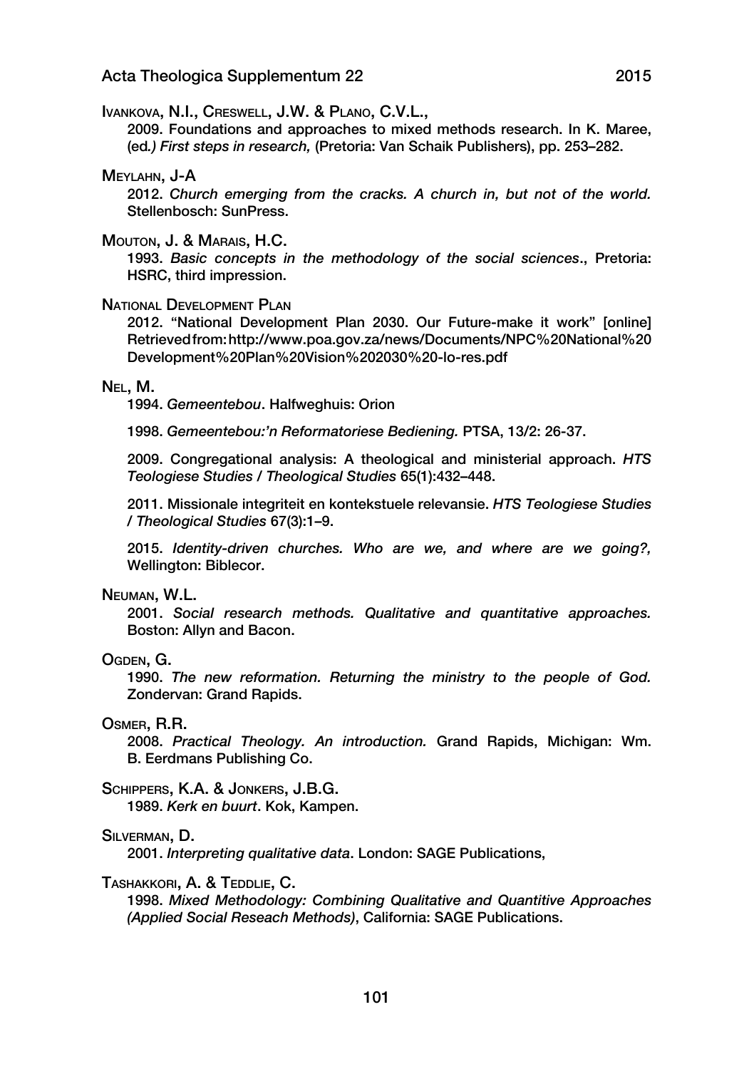Ivankova, N.I., Creswell, J.W. & Plano, C.V.L.,

2009. Foundations and approaches to mixed methods research. In K. Maree, (ed*.) First steps in research,* (Pretoria: Van Schaik Publishers), pp. 253–282.

Meylahn, J-A

2012. *Church emerging from the cracks. A church in, but not of the world.* Stellenbosch: SunPress.

Mouton, J. & Marais, H.C.

1993. *Basic concepts in the methodology of the social sciences*., Pretoria: HSRC, third impression.

National Development Plan

2012. "National Development Plan 2030. Our Future-make it work" [online] Retrieved from: http://www.poa.gov.za/news/Documents/NPC%20National%20Development%20Plan%20Vision%202030%20-lo-res.pdf

Nel, M.

1994. *Gemeentebou*. Halfweghuis: Orion

1998. *Gemeentebou:'n Reformatoriese Bediening.* PTSA, 13/2: 26-37.

2009. Congregational analysis: A theological and ministerial approach. *HTS Teologiese Studies / Theological Studies* 65(1):432–448.

2011. Missionale integriteit en kontekstuele relevansie. *HTS Teologiese Studies / Theological Studies* 67(3):1–9.

2015. *Identity-driven churches. Who are we, and where are we going?,* Wellington: Biblecor.

Neuman, W.L.

2001. *Social research methods. Qualitative and quantitative approaches.* Boston: Allyn and Bacon.

Ogden, G.

1990. *The new reformation. Returning the ministry to the people of God.* Zondervan: Grand Rapids.

Osmer, R.R.

2008. *Practical Theology. An introduction.* Grand Rapids, Michigan: Wm. B. Eerdmans Publishing Co.

Schippers, K.A. & Jonkers, J.B.G.

1989. *Kerk en buurt*. Kok, Kampen.

Silverman, D.

2001. *Interpreting qualitative data*. London: SAGE Publications,

Tashakkori, A. & Teddlie, C.

1998. *Mixed Methodology: Combining Qualitative and Quantitive Approaches (Applied Social Reseach Methods)*, California: SAGE Publications.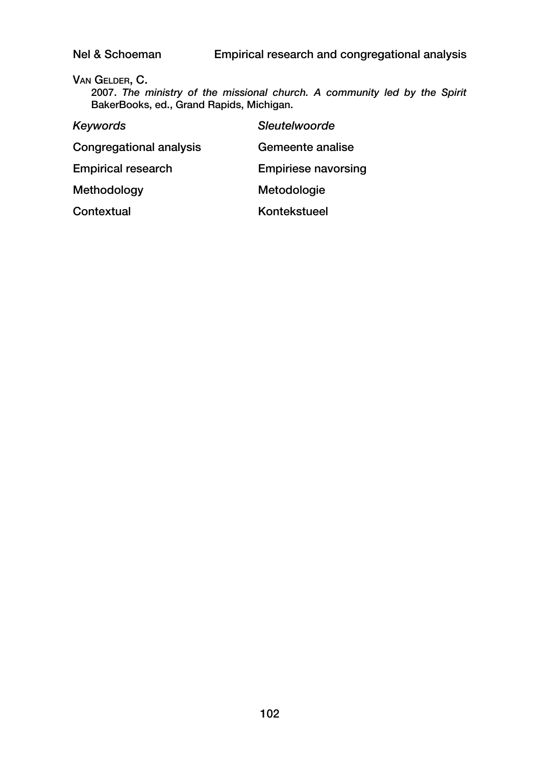Van Gelder, C.

2007. *The ministry of the missional church. A community led by the Spirit* BakerBooks, ed., Grand Rapids, Michigan.

| *Keywords* | *Sleutelwoorde* |
|---|---|
| Congregational analysis | Gemeente analise |
| Empirical research | Empiriese navorsing |
| Methodology | Metodologie |
| Contextual | Kontekstueel |